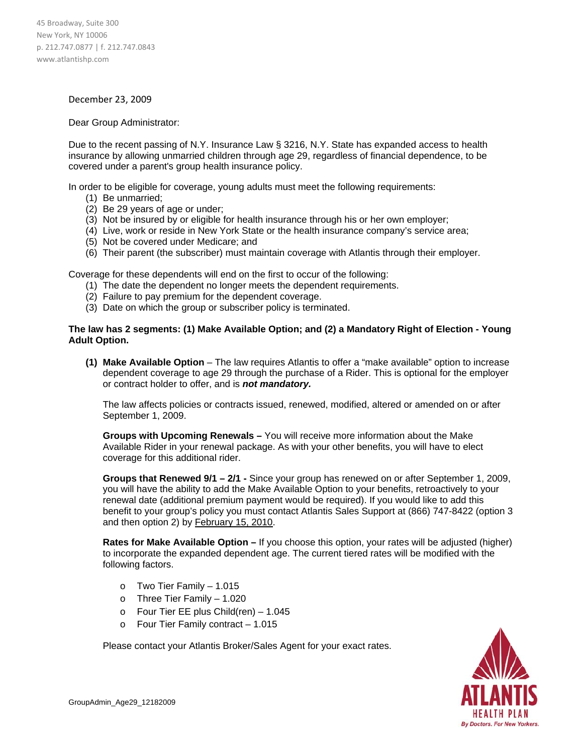45 Broadway, Suite 300
New York, NY 10006
p. 212.747.0877 | f. 212.747.0843
www.atlantishp.com

December 23, 2009

Dear Group Administrator:

Due to the recent passing of N.Y. Insurance Law § 3216, N.Y. State has expanded access to health insurance by allowing unmarried children through age 29, regardless of financial dependence, to be covered under a parent's group health insurance policy.

In order to be eligible for coverage, young adults must meet the following requirements:

1. Be unmarried;
2. Be 29 years of age or under;
3. Not be insured by or eligible for health insurance through his or her own employer;
4. Live, work or reside in New York State or the health insurance company's service area;
5. Not be covered under Medicare; and
6. Their parent (the subscriber) must maintain coverage with Atlantis through their employer.

Coverage for these dependents will end on the first to occur of the following:

1. The date the dependent no longer meets the dependent requirements.
2. Failure to pay premium for the dependent coverage.
3. Date on which the group or subscriber policy is terminated.

**The law has 2 segments: (1) Make Available Option; and (2) a Mandatory Right of Election - Young Adult Option.**

**(1) Make Available Option** – The law requires Atlantis to offer a "make available" option to increase dependent coverage to age 29 through the purchase of a Rider. This is optional for the employer or contract holder to offer, and is ***not mandatory.***

The law affects policies or contracts issued, renewed, modified, altered or amended on or after September 1, 2009.

**Groups with Upcoming Renewals –** You will receive more information about the Make Available Rider in your renewal package. As with your other benefits, you will have to elect coverage for this additional rider.

**Groups that Renewed 9/1 – 2/1 -** Since your group has renewed on or after September 1, 2009, you will have the ability to add the Make Available Option to your benefits, retroactively to your renewal date (additional premium payment would be required). If you would like to add this benefit to your group's policy you must contact Atlantis Sales Support at (866) 747-8422 (option 3 and then option 2) by February 15, 2010.

**Rates for Make Available Option –** If you choose this option, your rates will be adjusted (higher) to incorporate the expanded dependent age. The current tiered rates will be modified with the following factors.

- Two Tier Family – 1.015
- Three Tier Family – 1.020
- Four Tier EE plus Child(ren) – 1.045
- Four Tier Family contract – 1.015

Please contact your Atlantis Broker/Sales Agent for your exact rates.

GroupAdmin_Age29_12182009

ATLANTIS HEALTH PLAN
By Doctors. For New Yorkers.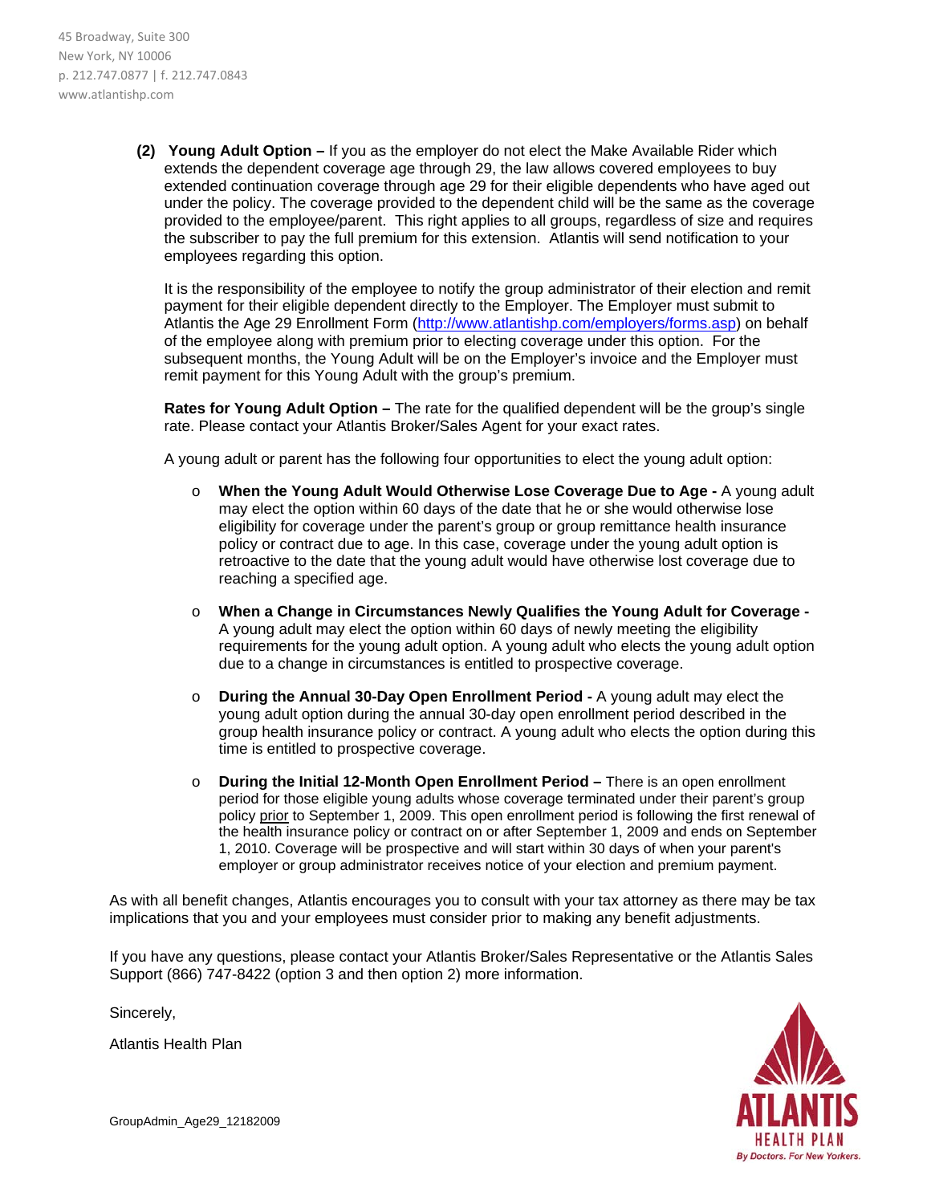45 Broadway, Suite 300
New York, NY 10006
p. 212.747.0877 | f. 212.747.0843
www.atlantishp.com

**(2) Young Adult Option –** If you as the employer do not elect the Make Available Rider which extends the dependent coverage age through 29, the law allows covered employees to buy extended continuation coverage through age 29 for their eligible dependents who have aged out under the policy. The coverage provided to the dependent child will be the same as the coverage provided to the employee/parent. This right applies to all groups, regardless of size and requires the subscriber to pay the full premium for this extension. Atlantis will send notification to your employees regarding this option.

It is the responsibility of the employee to notify the group administrator of their election and remit payment for their eligible dependent directly to the Employer. The Employer must submit to Atlantis the Age 29 Enrollment Form (http://www.atlantishp.com/employers/forms.asp) on behalf of the employee along with premium prior to electing coverage under this option. For the subsequent months, the Young Adult will be on the Employer's invoice and the Employer must remit payment for this Young Adult with the group's premium.

**Rates for Young Adult Option –** The rate for the qualified dependent will be the group's single rate. Please contact your Atlantis Broker/Sales Agent for your exact rates.

A young adult or parent has the following four opportunities to elect the young adult option:

- **When the Young Adult Would Otherwise Lose Coverage Due to Age -** A young adult may elect the option within 60 days of the date that he or she would otherwise lose eligibility for coverage under the parent's group or group remittance health insurance policy or contract due to age. In this case, coverage under the young adult option is retroactive to the date that the young adult would have otherwise lost coverage due to reaching a specified age.
- **When a Change in Circumstances Newly Qualifies the Young Adult for Coverage -** A young adult may elect the option within 60 days of newly meeting the eligibility requirements for the young adult option. A young adult who elects the young adult option due to a change in circumstances is entitled to prospective coverage.
- **During the Annual 30-Day Open Enrollment Period -** A young adult may elect the young adult option during the annual 30-day open enrollment period described in the group health insurance policy or contract. A young adult who elects the option during this time is entitled to prospective coverage.
- **During the Initial 12-Month Open Enrollment Period –** There is an open enrollment period for those eligible young adults whose coverage terminated under their parent's group policy prior to September 1, 2009. This open enrollment period is following the first renewal of the health insurance policy or contract on or after September 1, 2009 and ends on September 1, 2010. Coverage will be prospective and will start within 30 days of when your parent's employer or group administrator receives notice of your election and premium payment.

As with all benefit changes, Atlantis encourages you to consult with your tax attorney as there may be tax implications that you and your employees must consider prior to making any benefit adjustments.

If you have any questions, please contact your Atlantis Broker/Sales Representative or the Atlantis Sales Support (866) 747-8422 (option 3 and then option 2) more information.

Sincerely,

Atlantis Health Plan

ATLANTIS HEALTH PLAN
By Doctors. For New Yorkers.

GroupAdmin_Age29_12182009